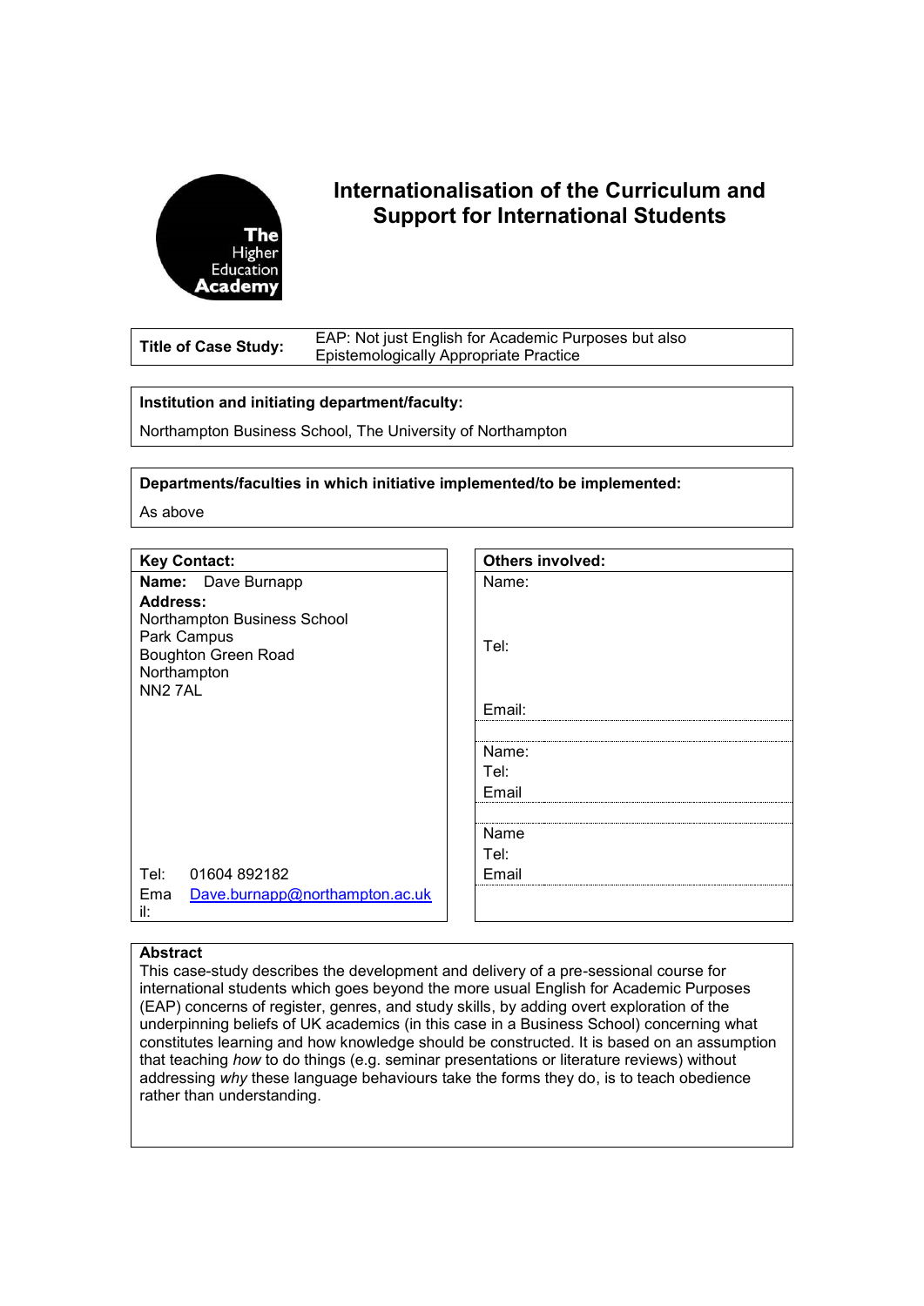The Higher Education Academy

# Internationalisation of the Curriculum and Support for International Students

| **Title of Case Study:** | EAP: Not just English for Academic Purposes but also Epistemologically Appropriate Practice |
|---|---|

**Institution and initiating department/faculty:**

Northampton Business School, The University of Northampton

**Departments/faculties in which initiative implemented/to be implemented:**

As above

| **Key Contact:** | **Others involved:** |
|---|---|
| **Name:** Dave Burnapp | Name: |
| **Address:** Northampton Business School, Park Campus, Boughton Green Road, Northampton, NN2 7AL | Tel: |
| | Email: |
| | Name: |
| | Tel: |
| | Email |
| | Name |
| Tel: 01604 892182 | Tel: |
| Email: Dave.burnapp@northampton.ac.uk | Email |

**Abstract**

This case-study describes the development and delivery of a pre-sessional course for international students which goes beyond the more usual English for Academic Purposes (EAP) concerns of register, genres, and study skills, by adding overt exploration of the underpinning beliefs of UK academics (in this case in a Business School) concerning what constitutes learning and how knowledge should be constructed. It is based on an assumption that teaching *how* to do things (e.g. seminar presentations or literature reviews) without addressing *why* these language behaviours take the forms they do, is to teach obedience rather than understanding.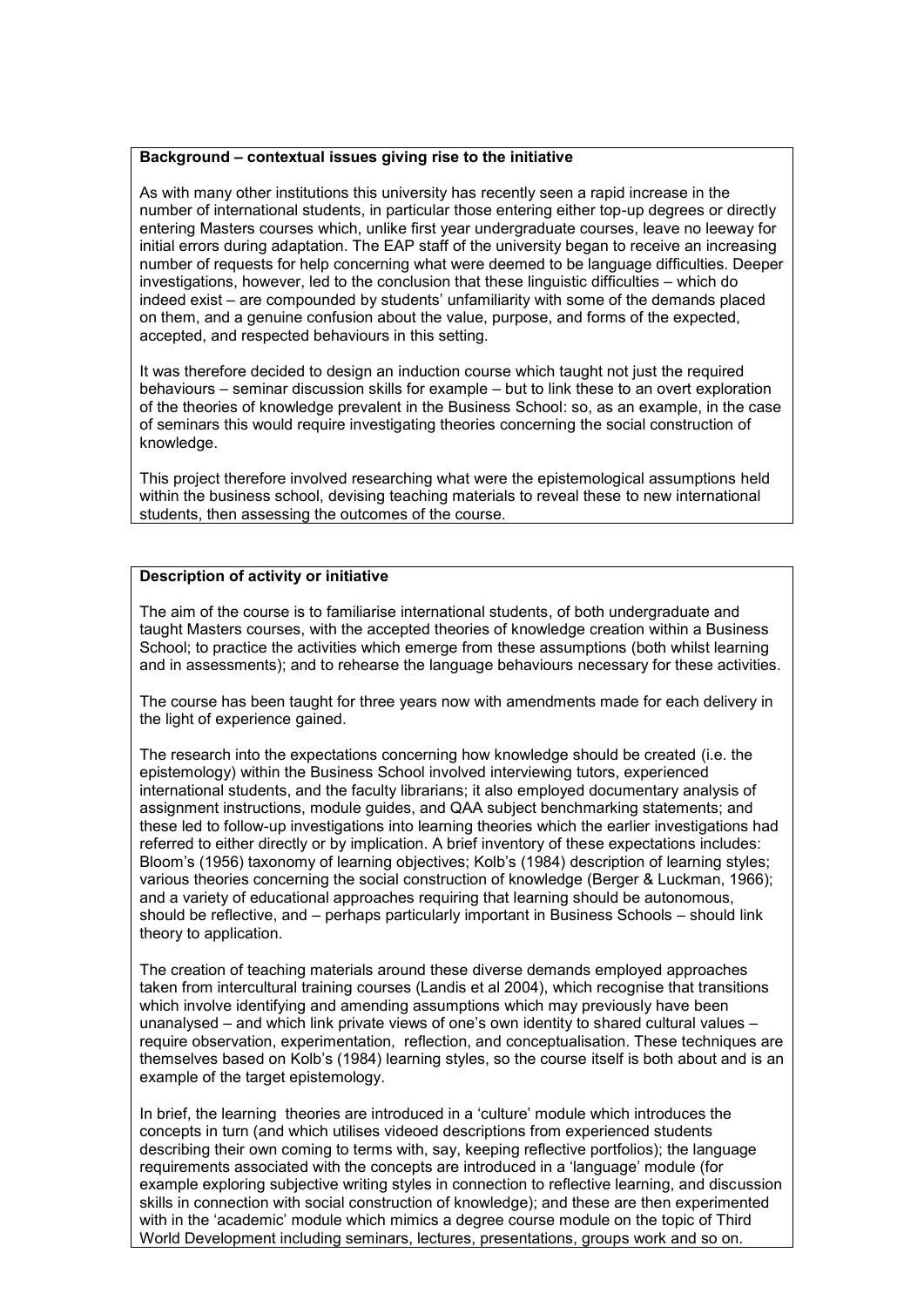**Background – contextual issues giving rise to the initiative**

As with many other institutions this university has recently seen a rapid increase in the number of international students, in particular those entering either top-up degrees or directly entering Masters courses which, unlike first year undergraduate courses, leave no leeway for initial errors during adaptation. The EAP staff of the university began to receive an increasing number of requests for help concerning what were deemed to be language difficulties. Deeper investigations, however, led to the conclusion that these linguistic difficulties – which do indeed exist – are compounded by students' unfamiliarity with some of the demands placed on them, and a genuine confusion about the value, purpose, and forms of the expected, accepted, and respected behaviours in this setting.

It was therefore decided to design an induction course which taught not just the required behaviours – seminar discussion skills for example – but to link these to an overt exploration of the theories of knowledge prevalent in the Business School: so, as an example, in the case of seminars this would require investigating theories concerning the social construction of knowledge.

This project therefore involved researching what were the epistemological assumptions held within the business school, devising teaching materials to reveal these to new international students, then assessing the outcomes of the course.

**Description of activity or initiative**

The aim of the course is to familiarise international students, of both undergraduate and taught Masters courses, with the accepted theories of knowledge creation within a Business School; to practice the activities which emerge from these assumptions (both whilst learning and in assessments); and to rehearse the language behaviours necessary for these activities.

The course has been taught for three years now with amendments made for each delivery in the light of experience gained.

The research into the expectations concerning how knowledge should be created (i.e. the epistemology) within the Business School involved interviewing tutors, experienced international students, and the faculty librarians; it also employed documentary analysis of assignment instructions, module guides, and QAA subject benchmarking statements; and these led to follow-up investigations into learning theories which the earlier investigations had referred to either directly or by implication. A brief inventory of these expectations includes: Bloom's (1956) taxonomy of learning objectives; Kolb's (1984) description of learning styles; various theories concerning the social construction of knowledge (Berger & Luckman, 1966); and a variety of educational approaches requiring that learning should be autonomous, should be reflective, and – perhaps particularly important in Business Schools – should link theory to application.

The creation of teaching materials around these diverse demands employed approaches taken from intercultural training courses (Landis et al 2004), which recognise that transitions which involve identifying and amending assumptions which may previously have been unanalysed – and which link private views of one's own identity to shared cultural values – require observation, experimentation, reflection, and conceptualisation. These techniques are themselves based on Kolb's (1984) learning styles, so the course itself is both about and is an example of the target epistemology.

In brief, the learning theories are introduced in a 'culture' module which introduces the concepts in turn (and which utilises videoed descriptions from experienced students describing their own coming to terms with, say, keeping reflective portfolios); the language requirements associated with the concepts are introduced in a 'language' module (for example exploring subjective writing styles in connection to reflective learning, and discussion skills in connection with social construction of knowledge); and these are then experimented with in the 'academic' module which mimics a degree course module on the topic of Third World Development including seminars, lectures, presentations, groups work and so on.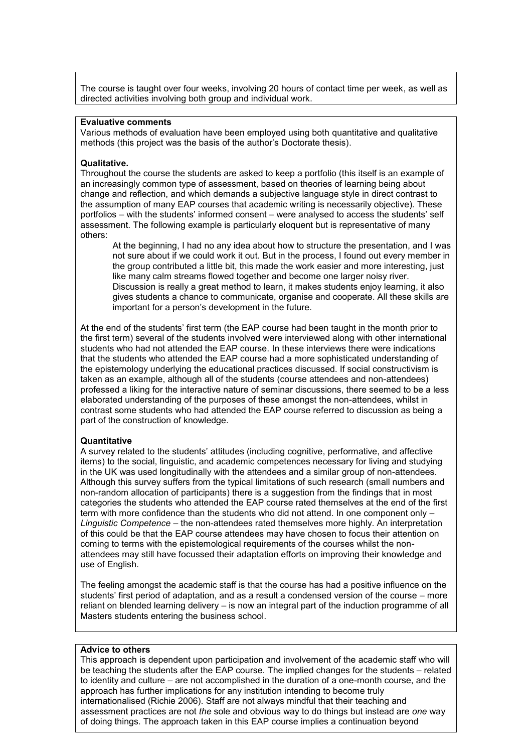The course is taught over four weeks, involving 20 hours of contact time per week, as well as directed activities involving both group and individual work.

**Evaluative comments**

Various methods of evaluation have been employed using both quantitative and qualitative methods (this project was the basis of the author's Doctorate thesis).

**Qualitative.**

Throughout the course the students are asked to keep a portfolio (this itself is an example of an increasingly common type of assessment, based on theories of learning being about change and reflection, and which demands a subjective language style in direct contrast to the assumption of many EAP courses that academic writing is necessarily objective). These portfolios – with the students' informed consent – were analysed to access the students' self assessment. The following example is particularly eloquent but is representative of many others:

> At the beginning, I had no any idea about how to structure the presentation, and I was not sure about if we could work it out. But in the process, I found out every member in the group contributed a little bit, this made the work easier and more interesting, just like many calm streams flowed together and become one larger noisy river. Discussion is really a great method to learn, it makes students enjoy learning, it also gives students a chance to communicate, organise and cooperate. All these skills are important for a person's development in the future.

At the end of the students' first term (the EAP course had been taught in the month prior to the first term) several of the students involved were interviewed along with other international students who had not attended the EAP course. In these interviews there were indications that the students who attended the EAP course had a more sophisticated understanding of the epistemology underlying the educational practices discussed. If social constructivism is taken as an example, although all of the students (course attendees and non-attendees) professed a liking for the interactive nature of seminar discussions, there seemed to be a less elaborated understanding of the purposes of these amongst the non-attendees, whilst in contrast some students who had attended the EAP course referred to discussion as being a part of the construction of knowledge.

**Quantitative**

A survey related to the students' attitudes (including cognitive, performative, and affective items) to the social, linguistic, and academic competences necessary for living and studying in the UK was used longitudinally with the attendees and a similar group of non-attendees. Although this survey suffers from the typical limitations of such research (small numbers and non-random allocation of participants) there is a suggestion from the findings that in most categories the students who attended the EAP course rated themselves at the end of the first term with more confidence than the students who did not attend. In one component only – *Linguistic Competence* – the non-attendees rated themselves more highly. An interpretation of this could be that the EAP course attendees may have chosen to focus their attention on coming to terms with the epistemological requirements of the courses whilst the non-attendees may still have focussed their adaptation efforts on improving their knowledge and use of English.

The feeling amongst the academic staff is that the course has had a positive influence on the students' first period of adaptation, and as a result a condensed version of the course – more reliant on blended learning delivery – is now an integral part of the induction programme of all Masters students entering the business school.

**Advice to others**

This approach is dependent upon participation and involvement of the academic staff who will be teaching the students after the EAP course. The implied changes for the students – related to identity and culture – are not accomplished in the duration of a one-month course, and the approach has further implications for any institution intending to become truly internationalised (Richie 2006). Staff are not always mindful that their teaching and assessment practices are not *the* sole and obvious way to do things but instead are *one* way of doing things. The approach taken in this EAP course implies a continuation beyond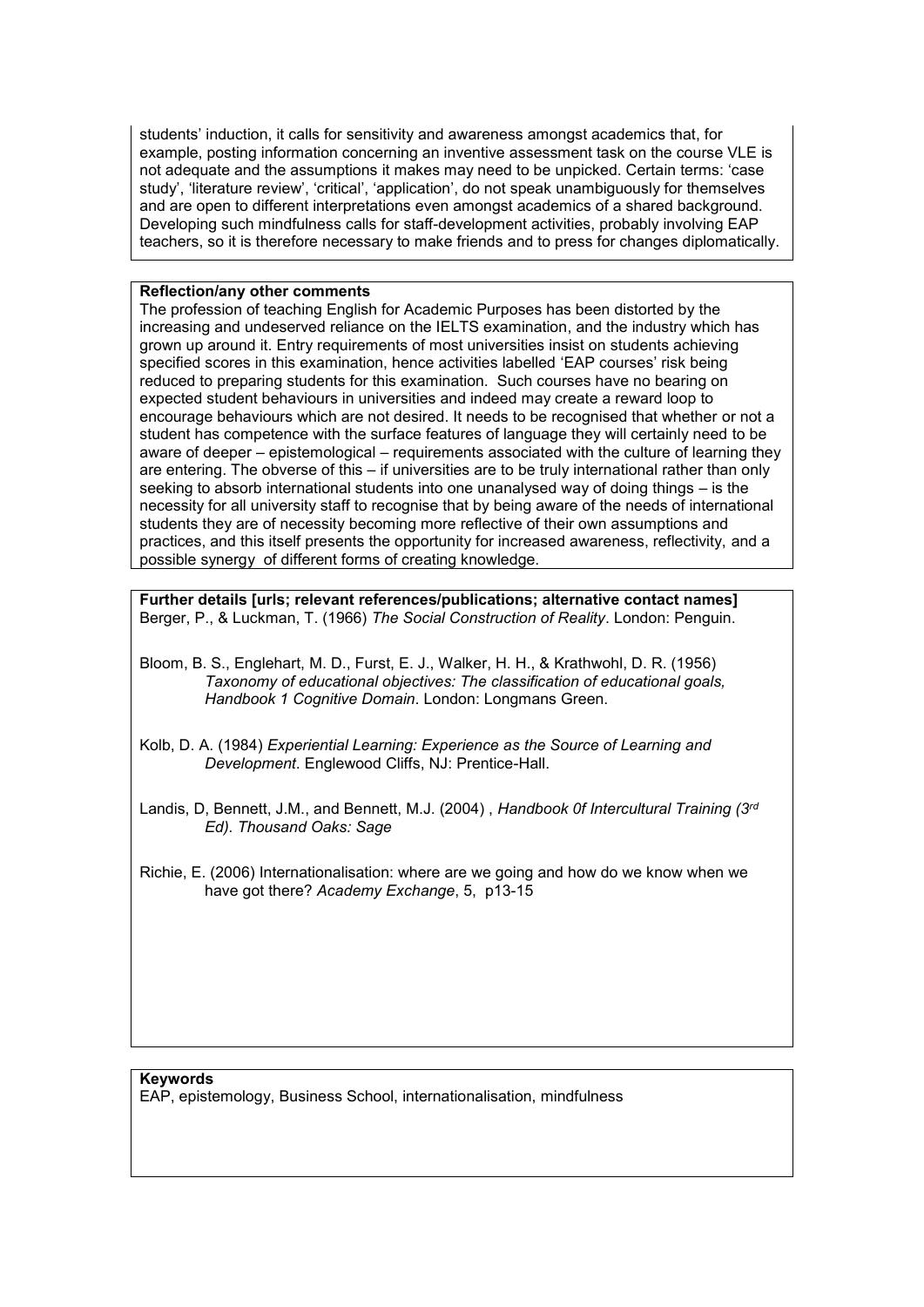students' induction, it calls for sensitivity and awareness amongst academics that, for example, posting information concerning an inventive assessment task on the course VLE is not adequate and the assumptions it makes may need to be unpicked. Certain terms: 'case study', 'literature review', 'critical', 'application', do not speak unambiguously for themselves and are open to different interpretations even amongst academics of a shared background. Developing such mindfulness calls for staff-development activities, probably involving EAP teachers, so it is therefore necessary to make friends and to press for changes diplomatically.

**Reflection/any other comments**

The profession of teaching English for Academic Purposes has been distorted by the increasing and undeserved reliance on the IELTS examination, and the industry which has grown up around it. Entry requirements of most universities insist on students achieving specified scores in this examination, hence activities labelled 'EAP courses' risk being reduced to preparing students for this examination. Such courses have no bearing on expected student behaviours in universities and indeed may create a reward loop to encourage behaviours which are not desired. It needs to be recognised that whether or not a student has competence with the surface features of language they will certainly need to be aware of deeper – epistemological – requirements associated with the culture of learning they are entering. The obverse of this – if universities are to be truly international rather than only seeking to absorb international students into one unanalysed way of doing things – is the necessity for all university staff to recognise that by being aware of the needs of international students they are of necessity becoming more reflective of their own assumptions and practices, and this itself presents the opportunity for increased awareness, reflectivity, and a possible synergy of different forms of creating knowledge.

**Further details [urls; relevant references/publications; alternative contact names]**

Berger, P., & Luckman, T. (1966) *The Social Construction of Reality*. London: Penguin.

Bloom, B. S., Englehart, M. D., Furst, E. J., Walker, H. H., & Krathwohl, D. R. (1956) *Taxonomy of educational objectives: The classification of educational goals, Handbook 1 Cognitive Domain*. London: Longmans Green.

Kolb, D. A. (1984) *Experiential Learning: Experience as the Source of Learning and Development*. Englewood Cliffs, NJ: Prentice-Hall.

Landis, D, Bennett, J.M., and Bennett, M.J. (2004) , *Handbook 0f Intercultural Training (3rd Ed). Thousand Oaks: Sage*

Richie, E. (2006) Internationalisation: where are we going and how do we know when we have got there? *Academy Exchange*, 5, p13-15

**Keywords**

EAP, epistemology, Business School, internationalisation, mindfulness